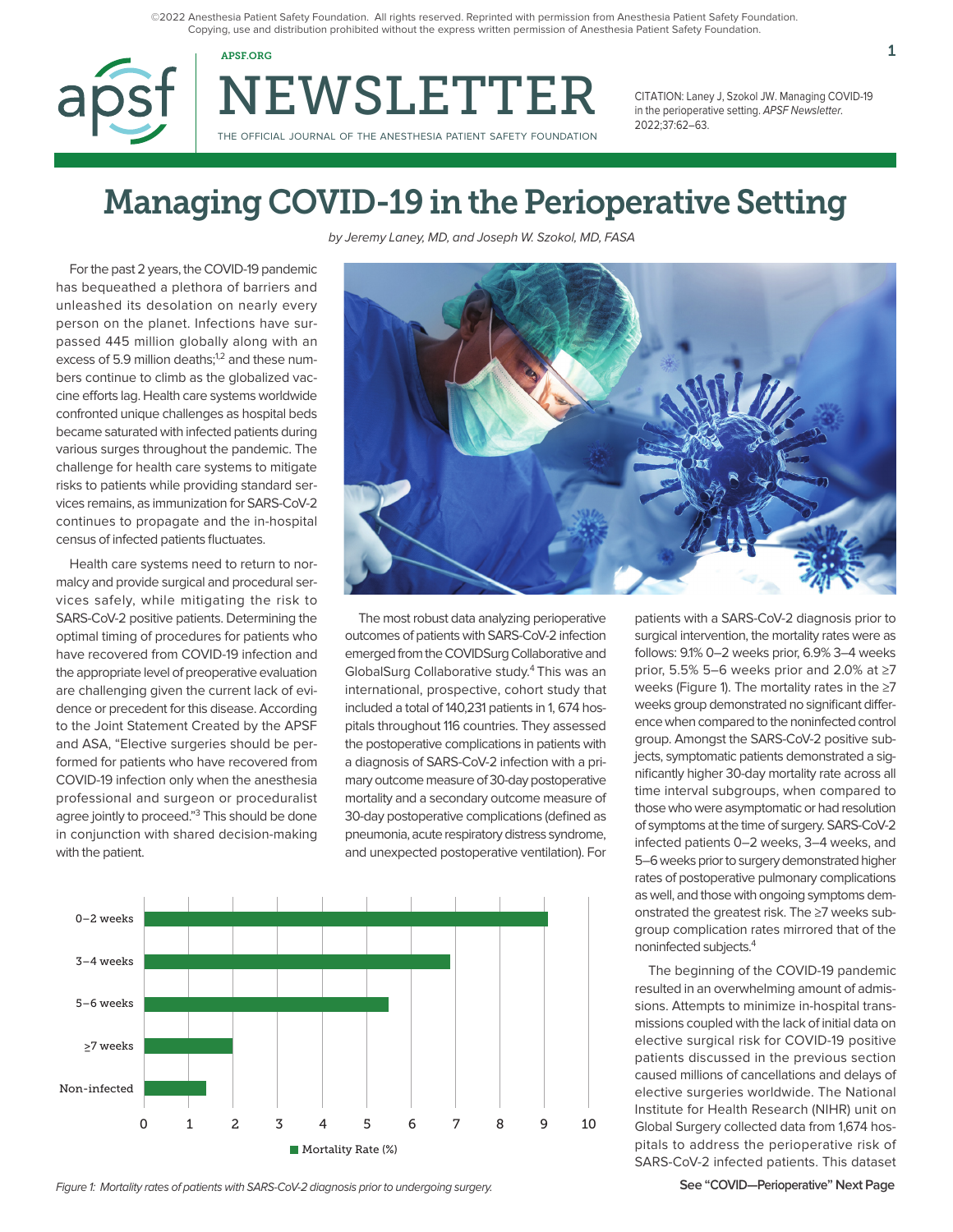©2022 Anesthesia Patient Safety Foundation. All rights reserved. Reprinted with permission from Anesthesia Patient Safety Foundation. Copying, use and distribution prohibited without the express written permission of Anesthesia Patient Safety Foundation.

CITATION: Laney J, Szokol JW. Managing COVID-19 in the perioperative setting. *APSF Newsletter.* 2022;37:62–63.

# Managing COVID-19 in the Perioperative Setting

*by Jeremy Laney, MD, and Joseph W. Szokol, MD, FASA*

For the past 2 years, the COVID-19 pandemic has bequeathed a plethora of barriers and unleashed its desolation on nearly every person on the planet. Infections have surpassed 445 million globally along with an excess of 5.9 million deaths;[1,2] and these numbers continue to climb as the globalized vaccine efforts lag. Health care systems worldwide confronted unique challenges as hospital beds became saturated with infected patients during various surges throughout the pandemic. The challenge for health care systems to mitigate risks to patients while providing standard services remains, as immunization for SARS-CoV-2 continues to propagate and the in-hospital census of infected patients fluctuates.

Health care systems need to return to normalcy and provide surgical and procedural services safely, while mitigating the risk to SARS-CoV-2 positive patients. Determining the optimal timing of procedures for patients who have recovered from COVID-19 infection and the appropriate level of preoperative evaluation are challenging given the current lack of evidence or precedent for this disease. According to the Joint Statement Created by the APSF and ASA, "Elective surgeries should be performed for patients who have recovered from COVID-19 infection only when the anesthesia professional and surgeon or proceduralist agree jointly to proceed."[3] This should be done in conjunction with shared decision-making with the patient.

The most robust data analyzing perioperative outcomes of patients with SARS-CoV-2 infection emerged from the COVIDSurg Collaborative and GlobalSurg Collaborative study.[4] This was an international, prospective, cohort study that included a total of 140,231 patients in 1, 674 hospitals throughout 116 countries. They assessed the postoperative complications in patients with a diagnosis of SARS-CoV-2 infection with a primary outcome measure of 30-day postoperative mortality and a secondary outcome measure of 30-day postoperative complications (defined as pneumonia, acute respiratory distress syndrome, and unexpected postoperative ventilation). For patients with a SARS-CoV-2 diagnosis prior to surgical intervention, the mortality rates were as follows: 9.1% 0–2 weeks prior, 6.9% 3–4 weeks prior, 5.5% 5–6 weeks prior and 2.0% at ≥7 weeks (Figure 1). The mortality rates in the ≥7 weeks group demonstrated no significant difference when compared to the noninfected control group. Amongst the SARS-CoV-2 positive subjects, symptomatic patients demonstrated a significantly higher 30-day mortality rate across all time interval subgroups, when compared to those who were asymptomatic or had resolution of symptoms at the time of surgery. SARS-CoV-2 infected patients 0–2 weeks, 3–4 weeks, and 5–6 weeks prior to surgery demonstrated higher rates of postoperative pulmonary complications as well, and those with ongoing symptoms demonstrated the greatest risk. The ≥7 weeks subgroup complication rates mirrored that of the noninfected subjects.[4]

The beginning of the COVID-19 pandemic resulted in an overwhelming amount of admissions. Attempts to minimize in-hospital transmissions coupled with the lack of initial data on elective surgical risk for COVID-19 positive patients discussed in the previous section caused millions of cancellations and delays of elective surgeries worldwide. The National Institute for Health Research (NIHR) unit on Global Surgery collected data from 1,674 hospitals to address the perioperative risk of SARS-CoV-2 infected patients. This dataset

| Time before surgery | Mortality Rate (%) |
|---|---|
| 0–2 weeks | 9.1 |
| 3–4 weeks | 6.9 |
| 5–6 weeks | 5.5 |
| ≥7 weeks | 2.0 |
| Non-infected | 1.4 |

*Figure 1: Mortality rates of patients with SARS-CoV-2 diagnosis prior to undergoing surgery.*

See "COVID—Perioperative" Next Page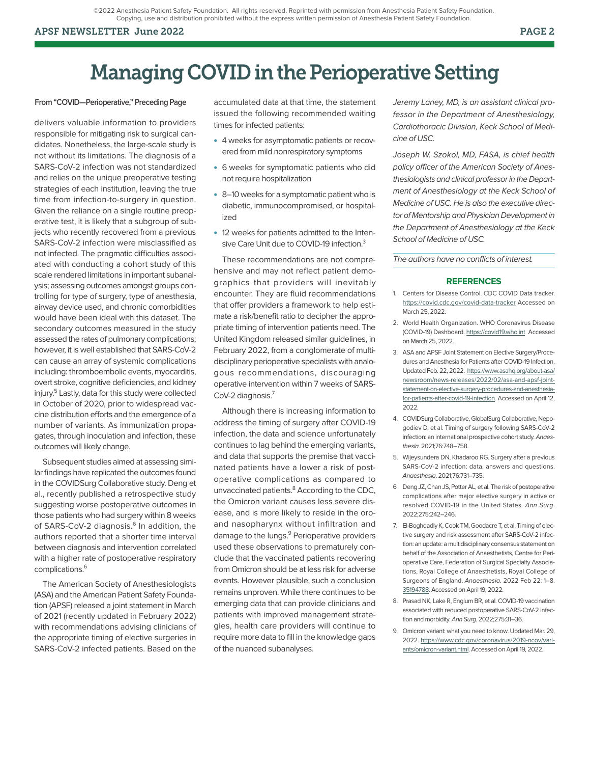# Managing COVID in the Perioperative Setting

From "COVID—Perioperative," Preceding Page

delivers valuable information to providers responsible for mitigating risk to surgical candidates. Nonetheless, the large-scale study is not without its limitations. The diagnosis of a SARS-CoV-2 infection was not standardized and relies on the unique preoperative testing strategies of each institution, leaving the true time from infection-to-surgery in question. Given the reliance on a single routine preoperative test, it is likely that a subgroup of subjects who recently recovered from a previous SARS-CoV-2 infection were misclassified as not infected. The pragmatic difficulties associated with conducting a cohort study of this scale rendered limitations in important subanalysis; assessing outcomes amongst groups controlling for type of surgery, type of anesthesia, airway device used, and chronic comorbidities would have been ideal with this dataset. The secondary outcomes measured in the study assessed the rates of pulmonary complications; however, it is well established that SARS-CoV-2 can cause an array of systemic complications including: thromboembolic events, myocarditis, overt stroke, cognitive deficiencies, and kidney injury.[5] Lastly, data for this study were collected in October of 2020, prior to widespread vaccine distribution efforts and the emergence of a number of variants. As immunization propagates, through inoculation and infection, these outcomes will likely change.

Subsequent studies aimed at assessing similar findings have replicated the outcomes found in the COVIDSurg Collaborative study. Deng et al., recently published a retrospective study suggesting worse postoperative outcomes in those patients who had surgery within 8 weeks of SARS-CoV-2 diagnosis.[6] In addition, the authors reported that a shorter time interval between diagnosis and intervention correlated with a higher rate of postoperative respiratory complications.[6]

The American Society of Anesthesiologists (ASA) and the American Patient Safety Foundation (APSF) released a joint statement in March of 2021 (recently updated in February 2022) with recommendations advising clinicians of the appropriate timing of elective surgeries in SARS-CoV-2 infected patients. Based on the accumulated data at that time, the statement issued the following recommended waiting times for infected patients:

- 4 weeks for asymptomatic patients or recovered from mild nonrespiratory symptoms
- 6 weeks for symptomatic patients who did not require hospitalization
- 8–10 weeks for a symptomatic patient who is diabetic, immunocompromised, or hospitalized
- 12 weeks for patients admitted to the Intensive Care Unit due to COVID-19 infection.[3]

These recommendations are not comprehensive and may not reflect patient demographics that providers will inevitably encounter. They are fluid recommendations that offer providers a framework to help estimate a risk/benefit ratio to decipher the appropriate timing of intervention patients need. The United Kingdom released similar guidelines, in February 2022, from a conglomerate of multidisciplinary perioperative specialists with analogous recommendations, discouraging operative intervention within 7 weeks of SARS-CoV-2 diagnosis.[7]

Although there is increasing information to address the timing of surgery after COVID-19 infection, the data and science unfortunately continues to lag behind the emerging variants, and data that supports the premise that vaccinated patients have a lower a risk of postoperative complications as compared to unvaccinated patients.[8] According to the CDC, the Omicron variant causes less severe disease, and is more likely to reside in the oro- and nasopharynx without infiltration and damage to the lungs.[9] Perioperative providers used these observations to prematurely conclude that the vaccinated patients recovering from Omicron should be at less risk for adverse events. However plausible, such a conclusion remains unproven. While there continues to be emerging data that can provide clinicians and patients with improved management strategies, health care providers will continue to require more data to fill in the knowledge gaps of the nuanced subanalyses.

*Jeremy Laney, MD, is an assistant clinical professor in the Department of Anesthesiology, Cardiothoracic Division, Keck School of Medicine of USC.*

*Joseph W. Szokol, MD, FASA, is chief health policy officer of the American Society of Anesthesiologists and clinical professor in the Department of Anesthesiology at the Keck School of Medicine of USC. He is also the executive director of Mentorship and Physician Development in the Department of Anesthesiology at the Keck School of Medicine of USC.*

*The authors have no conflicts of interest.*

## REFERENCES

1. Centers for Disease Control. CDC COVID Data tracker. https://covid.cdc.gov/covid-data-tracker Accessed on March 25, 2022.
2. World Health Organization. WHO Coronavirus Disease (COVID-19) Dashboard. https://covid19.who.int Accessed on March 25, 2022.
3. ASA and APSF Joint Statement on Elective Surgery/Procedures and Anesthesia for Patients after COVID-19 Infection. Updated Feb. 22, 2022. https://www.asahq.org/about-asa/newsroom/news-releases/2022/02/asa-and-apsf-joint-statement-on-elective-surgery-procedures-and-anesthesia-for-patients-after-covid-19-infection. Accessed on April 12, 2022.
4. COVIDSurg Collaborative, GlobalSurg Collaborative, Nepogodiev D, et al. Timing of surgery following SARS-CoV-2 infection: an international prospective cohort study. *Anaesthesia.* 2021;76:748–758.
5. Wijeysundera DN, Khadaroo RG. Surgery after a previous SARS-CoV-2 infection: data, answers and questions. *Anaesthesia*. 2021;76:731–735.
6. Deng JZ, Chan JS, Potter AL, et al. The risk of postoperative complications after major elective surgery in active or resolved COVID-19 in the United States. *Ann Surg*. 2022;275:242–246.
7. El-Boghdadly K, Cook TM, Goodacre T, et al. Timing of elective surgery and risk assessment after SARS-CoV-2 infection: an update: a multidisciplinary consensus statement on behalf of the Association of Anaesthetists, Centre for Perioperative Care, Federation of Surgical Specialty Associations, Royal College of Anaesthetists, Royal College of Surgeons of England. *Anaesthesia.* 2022 Feb 22: 1–8. 35194788. Accessed on April 19, 2022.
8. Prasad NK, Lake R, Englum BR, et al. COVID-19 vaccination associated with reduced postoperative SARS-CoV-2 infection and morbidity. *Ann Surg.* 2022;275:31–36.
9. Omicron variant: what you need to know. Updated Mar. 29, 2022. https://www.cdc.gov/coronavirus/2019-ncov/variants/omicron-variant.html. Accessed on April 19, 2022.